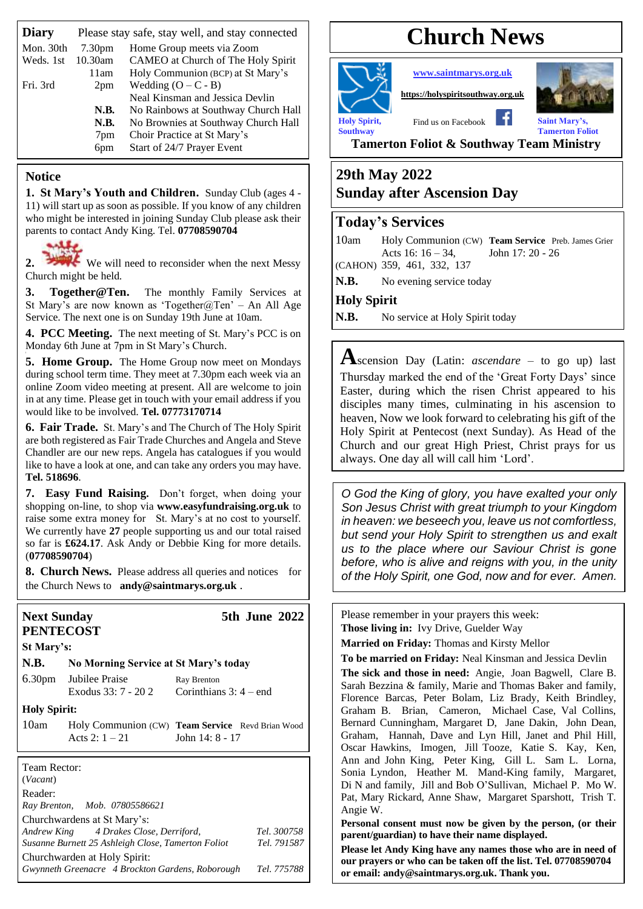# Church News

www.saintmarys.org.uk

https://holyspiritsouthway.org.uk

Holy Spirit, Southway — Find us on Facebook — Saint Mary's, Tamerton Foliot

**Tamerton Foliot & Southway Team Ministry**

## 29th May 2022
## Sunday after Ascension Day

## Diary

Please stay safe, stay well, and stay connected

| | | |
|---|---|---|
| Mon. 30th | 7.30pm | Home Group meets via Zoom |
| Weds. 1st | 10.30am | CAMEO at Church of The Holy Spirit |
| | 11am | Holy Communion (BCP) at St Mary's |
| Fri. 3rd | 2pm | Wedding (O – C - B) |
| | | Neal Kinsman and Jessica Devlin |
| | **N.B.** | No Rainbows at Southway Church Hall |
| | **N.B.** | No Brownies at Southway Church Hall |
| | 7pm | Choir Practice at St Mary's |
| | 6pm | Start of 24/7 Prayer Event |

## Today's Services

| | | |
|---|---|---|
| 10am | Holy Communion (CW) Acts 16: 16 – 34, | **Team Service** Preb. James Grier John 17: 20 - 26 |
| (CAHON) | 359, 461, 332, 137 | |
| **N.B.** | No evening service today | |

**Holy Spirit**

**N.B.** No service at Holy Spirit today

## Notice

**1. St Mary's Youth and Children.** Sunday Club (ages 4 - 11) will start up as soon as possible. If you know of any children who might be interested in joining Sunday Club please ask their parents to contact Andy King. Tel. **07708590704**

**2.** We will need to reconsider when the next Messy Church might be held.

**3. Together@Ten.** The monthly Family Services at St Mary's are now known as 'Together@Ten' – An All Age Service. The next one is on Sunday 19th June at 10am.

**4. PCC Meeting.** The next meeting of St. Mary's PCC is on Monday 6th June at 7pm in St Mary's Church.

**5. Home Group.** The Home Group now meet on Mondays during school term time. They meet at 7.30pm each week via an online Zoom video meeting at present. All are welcome to join in at any time. Please get in touch with your email address if you would like to be involved. **Tel. 07773170714**

**6. Fair Trade.** St. Mary's and The Church of The Holy Spirit are both registered as Fair Trade Churches and Angela and Steve Chandler are our new reps. Angela has catalogues if you would like to have a look at one, and can take any orders you may have. **Tel. 518696**.

**7. Easy Fund Raising.** Don't forget, when doing your shopping on-line, to shop via **www.easyfundraising.org.uk** to raise some extra money for St. Mary's at no cost to yourself. We currently have **27** people supporting us and our total raised so far is **£624.17**. Ask Andy or Debbie King for more details. (**07708590704**)

**8. Church News.** Please address all queries and notices for the Church News to **andy@saintmarys.org.uk** .

**A**scension Day (Latin: *ascendare* – to go up) last Thursday marked the end of the 'Great Forty Days' since Easter, during which the risen Christ appeared to his disciples many times, culminating in his ascension to heaven, Now we look forward to celebrating his gift of the Holy Spirit at Pentecost (next Sunday). As Head of the Church and our great High Priest, Christ prays for us always. One day all will call him 'Lord'.

*O God the King of glory, you have exalted your only Son Jesus Christ with great triumph to your Kingdom in heaven: we beseech you, leave us not comfortless, but send your Holy Spirit to strengthen us and exalt us to the place where our Saviour Christ is gone before, who is alive and reigns with you, in the unity of the Holy Spirit, one God, now and for ever. Amen.*

## Next Sunday — 5th June 2022
## PENTECOST

**St Mary's:**

| | | |
|---|---|---|
| **N.B.** | **No Morning Service at St Mary's today** | |
| 6.30pm | Jubilee Praise Exodus 33: 7 - 20 2 | Ray Brenton Corinthians 3: 4 – end |

**Holy Spirit:**

| | | |
|---|---|---|
| 10am | Holy Communion (CW) Acts 2: 1 – 21 | **Team Service** Revd Brian Wood John 14: 8 - 17 |

Please remember in your prayers this week:

**Those living in:** Ivy Drive, Guelder Way

**Married on Friday:** Thomas and Kirsty Mellor

**To be married on Friday:** Neal Kinsman and Jessica Devlin

**The sick and those in need:** Angie, Joan Bagwell, Clare B. Sarah Bezzina & family, Marie and Thomas Baker and family, Florence Barcas, Peter Bolam, Liz Brady, Keith Brindley, Graham B. Brian, Cameron, Michael Case, Val Collins, Bernard Cunningham, Margaret D, Jane Dakin, John Dean, Graham, Hannah, Dave and Lyn Hill, Janet and Phil Hill, Oscar Hawkins, Imogen, Jill Tooze, Katie S. Kay, Ken, Ann and John King, Peter King, Gill L. Sam L. Lorna, Sonia Lyndon, Heather M. Mand-King family, Margaret, Di N and family, Jill and Bob O'Sullivan, Michael P. Mo W. Pat, Mary Rickard, Anne Shaw, Margaret Sparshott, Trish T. Angie W.

**Personal consent must now be given by the person, (or their parent/guardian) to have their name displayed.**

**Please let Andy King have any names those who are in need of our prayers or who can be taken off the list. Tel. 07708590704 or email: andy@saintmarys.org.uk. Thank you.**

Team Rector:
(*Vacant*)

Reader:
*Ray Brenton, Mob. 07805586621*

Churchwardens at St Mary's:
*Andrew King 4 Drakes Close, Derriford, Tel. 300758*
*Susanne Burnett 25 Ashleigh Close, Tamerton Foliot Tel. 791587*

Churchwarden at Holy Spirit:
*Gwynneth Greenacre 4 Brockton Gardens, Roborough Tel. 775788*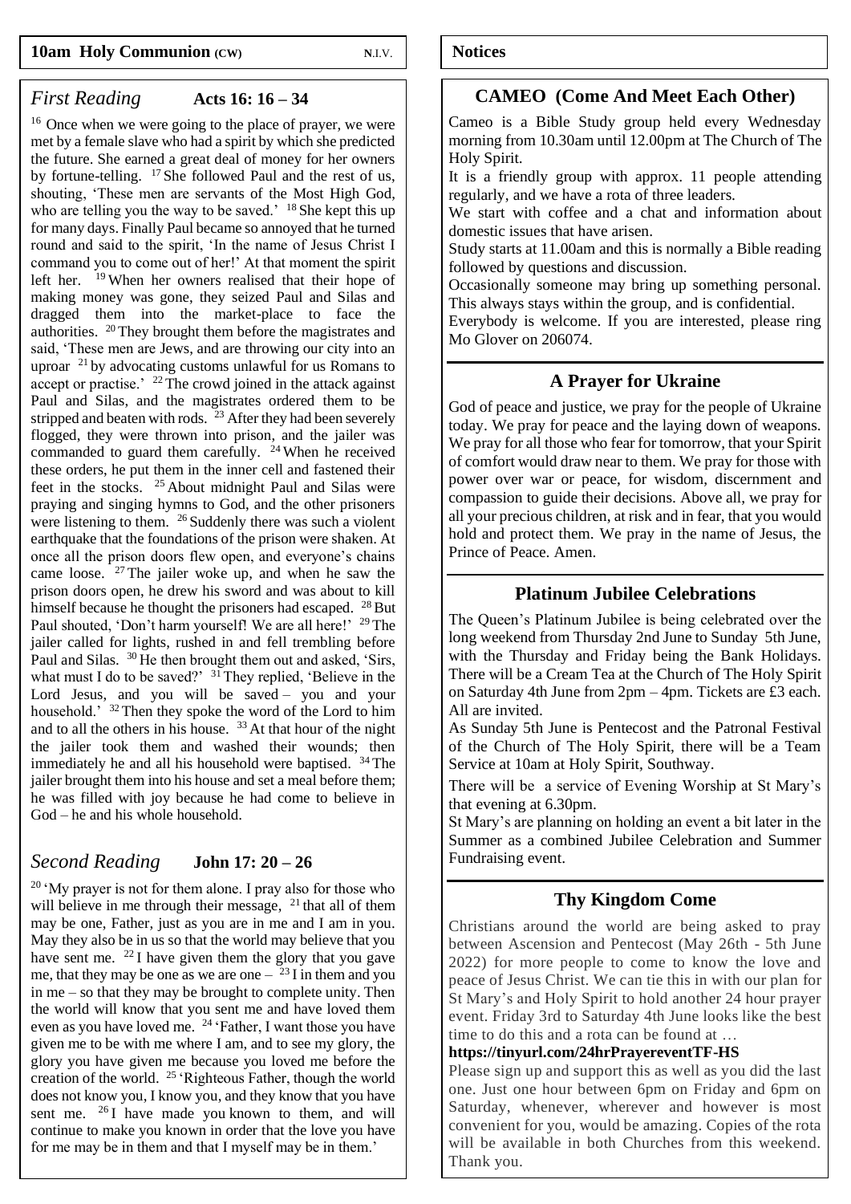**10am Holy Communion (CW)** N.I.V.

## *First Reading* Acts 16: 16 – 34

[16] Once when we were going to the place of prayer, we were met by a female slave who had a spirit by which she predicted the future. She earned a great deal of money for her owners by fortune-telling. [17] She followed Paul and the rest of us, shouting, 'These men are servants of the Most High God, who are telling you the way to be saved.' [18] She kept this up for many days. Finally Paul became so annoyed that he turned round and said to the spirit, 'In the name of Jesus Christ I command you to come out of her!' At that moment the spirit left her. [19] When her owners realised that their hope of making money was gone, they seized Paul and Silas and dragged them into the market-place to face the authorities. [20] They brought them before the magistrates and said, 'These men are Jews, and are throwing our city into an uproar [21] by advocating customs unlawful for us Romans to accept or practise.' [22] The crowd joined in the attack against Paul and Silas, and the magistrates ordered them to be stripped and beaten with rods. [23] After they had been severely flogged, they were thrown into prison, and the jailer was commanded to guard them carefully. [24] When he received these orders, he put them in the inner cell and fastened their feet in the stocks. [25] About midnight Paul and Silas were praying and singing hymns to God, and the other prisoners were listening to them. [26] Suddenly there was such a violent earthquake that the foundations of the prison were shaken. At once all the prison doors flew open, and everyone's chains came loose. [27] The jailer woke up, and when he saw the prison doors open, he drew his sword and was about to kill himself because he thought the prisoners had escaped. [28] But Paul shouted, 'Don't harm yourself! We are all here!' [29] The jailer called for lights, rushed in and fell trembling before Paul and Silas. [30] He then brought them out and asked, 'Sirs, what must I do to be saved?' [31] They replied, 'Believe in the Lord Jesus, and you will be saved – you and your household.' [32] Then they spoke the word of the Lord to him and to all the others in his house. [33] At that hour of the night the jailer took them and washed their wounds; then immediately he and all his household were baptised. [34] The jailer brought them into his house and set a meal before them; he was filled with joy because he had come to believe in God – he and his whole household.

## *Second Reading* John 17: 20 – 26

[20] 'My prayer is not for them alone. I pray also for those who will believe in me through their message, [21] that all of them may be one, Father, just as you are in me and I am in you. May they also be in us so that the world may believe that you have sent me. [22] I have given them the glory that you gave me, that they may be one as we are one – [23] I in them and you in me – so that they may be brought to complete unity. Then the world will know that you sent me and have loved them even as you have loved me. [24] 'Father, I want those you have given me to be with me where I am, and to see my glory, the glory you have given me because you loved me before the creation of the world. [25] 'Righteous Father, though the world does not know you, I know you, and they know that you have sent me. [26] I have made you known to them, and will continue to make you known in order that the love you have for me may be in them and that I myself may be in them.'

**Notices**

## CAMEO (Come And Meet Each Other)

Cameo is a Bible Study group held every Wednesday morning from 10.30am until 12.00pm at The Church of The Holy Spirit.

It is a friendly group with approx. 11 people attending regularly, and we have a rota of three leaders.

We start with coffee and a chat and information about domestic issues that have arisen.

Study starts at 11.00am and this is normally a Bible reading followed by questions and discussion.

Occasionally someone may bring up something personal. This always stays within the group, and is confidential.

Everybody is welcome. If you are interested, please ring Mo Glover on 206074.

## A Prayer for Ukraine

God of peace and justice, we pray for the people of Ukraine today. We pray for peace and the laying down of weapons. We pray for all those who fear for tomorrow, that your Spirit of comfort would draw near to them. We pray for those with power over war or peace, for wisdom, discernment and compassion to guide their decisions. Above all, we pray for all your precious children, at risk and in fear, that you would hold and protect them. We pray in the name of Jesus, the Prince of Peace. Amen.

## Platinum Jubilee Celebrations

The Queen's Platinum Jubilee is being celebrated over the long weekend from Thursday 2nd June to Sunday 5th June, with the Thursday and Friday being the Bank Holidays. There will be a Cream Tea at the Church of The Holy Spirit on Saturday 4th June from 2pm – 4pm. Tickets are £3 each. All are invited.

As Sunday 5th June is Pentecost and the Patronal Festival of the Church of The Holy Spirit, there will be a Team Service at 10am at Holy Spirit, Southway.

There will be a service of Evening Worship at St Mary's that evening at 6.30pm.

St Mary's are planning on holding an event a bit later in the Summer as a combined Jubilee Celebration and Summer Fundraising event.

## Thy Kingdom Come

Christians around the world are being asked to pray between Ascension and Pentecost (May 26th - 5th June 2022) for more people to come to know the love and peace of Jesus Christ. We can tie this in with our plan for St Mary's and Holy Spirit to hold another 24 hour prayer event. Friday 3rd to Saturday 4th June looks like the best time to do this and a rota can be found at …

**https://tinyurl.com/24hrPrayereventTF-HS**

Please sign up and support this as well as you did the last one. Just one hour between 6pm on Friday and 6pm on Saturday, whenever, wherever and however is most convenient for you, would be amazing. Copies of the rota will be available in both Churches from this weekend. Thank you.